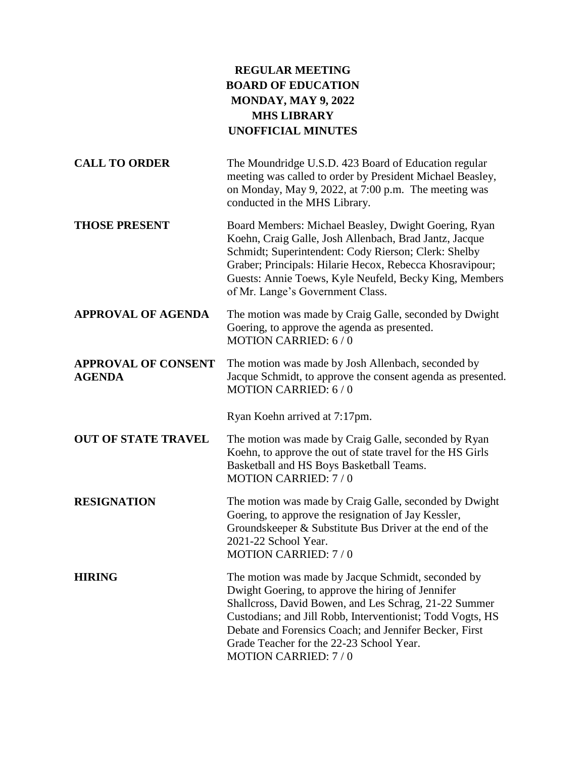# REGULAR MEETING
# BOARD OF EDUCATION
# MONDAY, MAY 9, 2022
# MHS LIBRARY
# UNOFFICIAL MINUTES

**CALL TO ORDER**

The Moundridge U.S.D. 423 Board of Education regular meeting was called to order by President Michael Beasley, on Monday, May 9, 2022, at 7:00 p.m. The meeting was conducted in the MHS Library.

**THOSE PRESENT**

Board Members: Michael Beasley, Dwight Goering, Ryan Koehn, Craig Galle, Josh Allenbach, Brad Jantz, Jacque Schmidt; Superintendent: Cody Rierson; Clerk: Shelby Graber; Principals: Hilarie Hecox, Rebecca Khosravipour; Guests: Annie Toews, Kyle Neufeld, Becky King, Members of Mr. Lange's Government Class.

**APPROVAL OF AGENDA**

The motion was made by Craig Galle, seconded by Dwight Goering, to approve the agenda as presented.
MOTION CARRIED: 6 / 0

**APPROVAL OF CONSENT AGENDA**

The motion was made by Josh Allenbach, seconded by Jacque Schmidt, to approve the consent agenda as presented.
MOTION CARRIED: 6 / 0

Ryan Koehn arrived at 7:17pm.

**OUT OF STATE TRAVEL**

The motion was made by Craig Galle, seconded by Ryan Koehn, to approve the out of state travel for the HS Girls Basketball and HS Boys Basketball Teams.
MOTION CARRIED: 7 / 0

**RESIGNATION**

The motion was made by Craig Galle, seconded by Dwight Goering, to approve the resignation of Jay Kessler, Groundskeeper & Substitute Bus Driver at the end of the 2021-22 School Year.
MOTION CARRIED: 7 / 0

**HIRING**

The motion was made by Jacque Schmidt, seconded by Dwight Goering, to approve the hiring of Jennifer Shallcross, David Bowen, and Les Schrag, 21-22 Summer Custodians; and Jill Robb, Interventionist; Todd Vogts, HS Debate and Forensics Coach; and Jennifer Becker, First Grade Teacher for the 22-23 School Year.
MOTION CARRIED: 7 / 0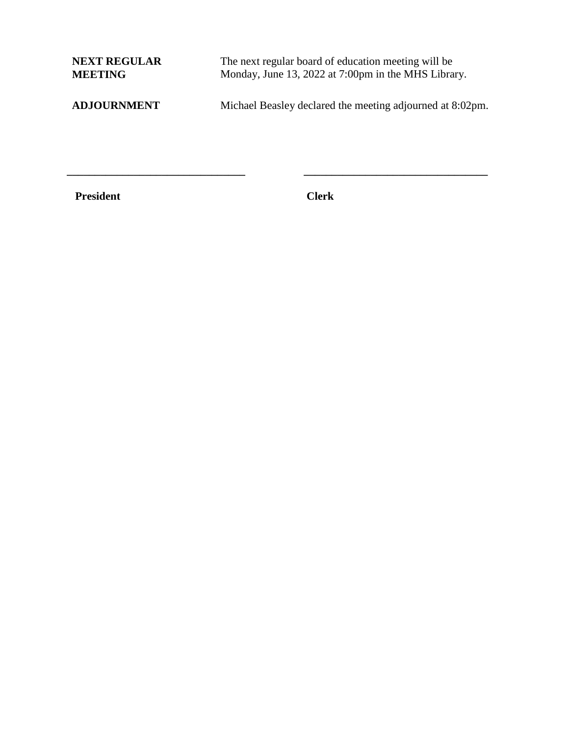**NEXT REGULAR MEETING** The next regular board of education meeting will be Monday, June 13, 2022 at 7:00pm in the MHS Library.

**ADJOURNMENT** Michael Beasley declared the meeting adjourned at 8:02pm.

\_\_\_\_\_\_\_\_\_\_\_\_\_\_\_\_\_\_\_\_\_\_\_\_\_\_\_\_\_\_\_\_ \_\_\_\_\_\_\_\_\_\_\_\_\_\_\_\_\_\_\_\_\_\_\_\_\_\_\_\_\_\_\_\_\_\_

**President** **Clerk**